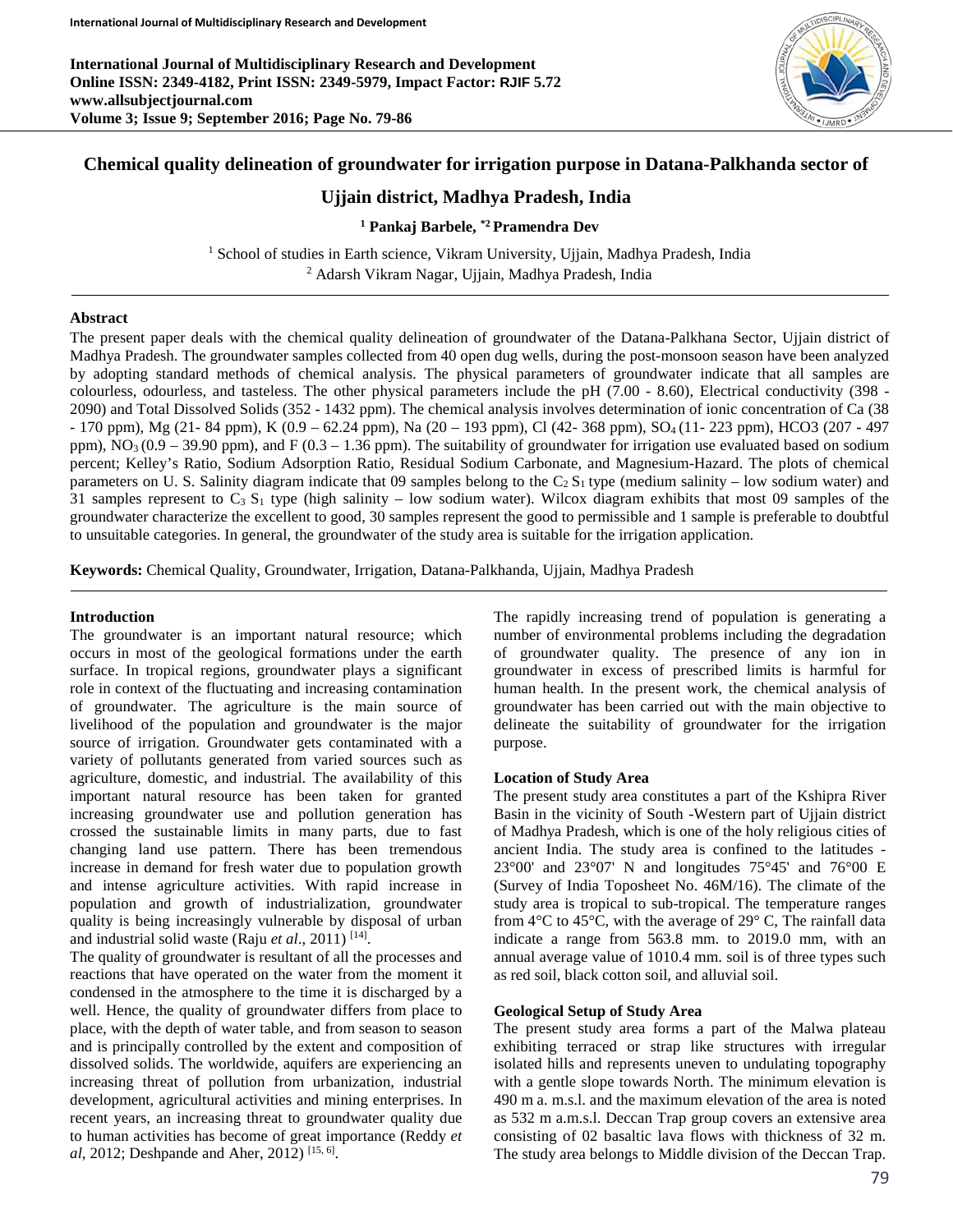# Chemical quality delineation of groundwater for irrigation purpose in Datana-Palkhanda sector of Ujjain district, Madhya Pradesh, India

**[1] Pankaj Barbele, *[2] Pramendra Dev**

[1] School of studies in Earth science, Vikram University, Ujjain, Madhya Pradesh, India
[2] Adarsh Vikram Nagar, Ujjain, Madhya Pradesh, India

## Abstract

The present paper deals with the chemical quality delineation of groundwater of the Datana-Palkhana Sector, Ujjain district of Madhya Pradesh. The groundwater samples collected from 40 open dug wells, during the post-monsoon season have been analyzed by adopting standard methods of chemical analysis. The physical parameters of groundwater indicate that all samples are colourless, odourless, and tasteless. The other physical parameters include the pH (7.00 - 8.60), Electrical conductivity (398 - 2090) and Total Dissolved Solids (352 - 1432 ppm). The chemical analysis involves determination of ionic concentration of Ca (38 - 170 ppm), Mg (21- 84 ppm), K (0.9 – 62.24 ppm), Na (20 – 193 ppm), Cl (42- 368 ppm), $SO_4$ (11- 223 ppm), HCO3 (207 - 497 ppm), $NO_3$ (0.9 – 39.90 ppm), and F (0.3 – 1.36 ppm). The suitability of groundwater for irrigation use evaluated based on sodium percent; Kelley's Ratio, Sodium Adsorption Ratio, Residual Sodium Carbonate, and Magnesium-Hazard. The plots of chemical parameters on U. S. Salinity diagram indicate that 09 samples belong to the $C_2 S_1$ type (medium salinity – low sodium water) and 31 samples represent to $C_3 S_1$ type (high salinity – low sodium water). Wilcox diagram exhibits that most 09 samples of the groundwater characterize the excellent to good, 30 samples represent the good to permissible and 1 sample is preferable to doubtful to unsuitable categories. In general, the groundwater of the study area is suitable for the irrigation application.

**Keywords:** Chemical Quality, Groundwater, Irrigation, Datana-Palkhanda, Ujjain, Madhya Pradesh

## Introduction

The groundwater is an important natural resource; which occurs in most of the geological formations under the earth surface. In tropical regions, groundwater plays a significant role in context of the fluctuating and increasing contamination of groundwater. The agriculture is the main source of livelihood of the population and groundwater is the major source of irrigation. Groundwater gets contaminated with a variety of pollutants generated from varied sources such as agriculture, domestic, and industrial. The availability of this important natural resource has been taken for granted increasing groundwater use and pollution generation has crossed the sustainable limits in many parts, due to fast changing land use pattern. There has been tremendous increase in demand for fresh water due to population growth and intense agriculture activities. With rapid increase in population and growth of industrialization, groundwater quality is being increasingly vulnerable by disposal of urban and industrial solid waste (Raju *et al*., 2011) [14].

The quality of groundwater is resultant of all the processes and reactions that have operated on the water from the moment it condensed in the atmosphere to the time it is discharged by a well. Hence, the quality of groundwater differs from place to place, with the depth of water table, and from season to season and is principally controlled by the extent and composition of dissolved solids. The worldwide, aquifers are experiencing an increasing threat of pollution from urbanization, industrial development, agricultural activities and mining enterprises. In recent years, an increasing threat to groundwater quality due to human activities has become of great importance (Reddy *et al*, 2012; Deshpande and Aher, 2012) [15, 6].

The rapidly increasing trend of population is generating a number of environmental problems including the degradation of groundwater quality. The presence of any ion in groundwater in excess of prescribed limits is harmful for human health. In the present work, the chemical analysis of groundwater has been carried out with the main objective to delineate the suitability of groundwater for the irrigation purpose.

### Location of Study Area

The present study area constitutes a part of the Kshipra River Basin in the vicinity of South -Western part of Ujjain district of Madhya Pradesh, which is one of the holy religious cities of ancient India. The study area is confined to the latitudes - 23°00' and 23°07' N and longitudes 75°45' and 76°00 E (Survey of India Toposheet No. 46M/16). The climate of the study area is tropical to sub-tropical. The temperature ranges from 4°C to 45°C, with the average of 29° C, The rainfall data indicate a range from 563.8 mm. to 2019.0 mm, with an annual average value of 1010.4 mm. soil is of three types such as red soil, black cotton soil, and alluvial soil.

### Geological Setup of Study Area

The present study area forms a part of the Malwa plateau exhibiting terraced or strap like structures with irregular isolated hills and represents uneven to undulating topography with a gentle slope towards North. The minimum elevation is 490 m a. m.s.l. and the maximum elevation of the area is noted as 532 m a.m.s.l. Deccan Trap group covers an extensive area consisting of 02 basaltic lava flows with thickness of 32 m. The study area belongs to Middle division of the Deccan Trap.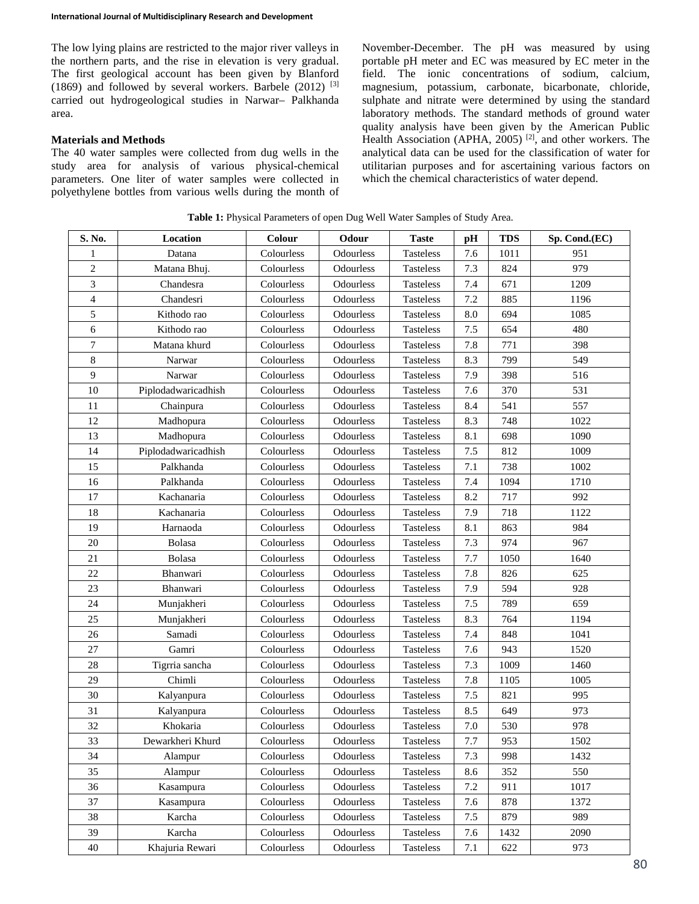The low lying plains are restricted to the major river valleys in the northern parts, and the rise in elevation is very gradual. The first geological account has been given by Blanford (1869) and followed by several workers. Barbele (2012) [3] carried out hydrogeological studies in Narwar– Palkhanda area.

## Materials and Methods

The 40 water samples were collected from dug wells in the study area for analysis of various physical-chemical parameters. One liter of water samples were collected in polyethylene bottles from various wells during the month of November-December. The pH was measured by using portable pH meter and EC was measured by EC meter in the field. The ionic concentrations of sodium, calcium, magnesium, potassium, carbonate, bicarbonate, chloride, sulphate and nitrate were determined by using the standard laboratory methods. The standard methods of ground water quality analysis have been given by the American Public Health Association (APHA, 2005) [2], and other workers. The analytical data can be used for the classification of water for utilitarian purposes and for ascertaining various factors on which the chemical characteristics of water depend.

**Table 1:** Physical Parameters of open Dug Well Water Samples of Study Area.

| S. No. | Location | Colour | Odour | Taste | pH | TDS | Sp. Cond.(EC) |
|---|---|---|---|---|---|---|---|
| 1 | Datana | Colourless | Odourless | Tasteless | 7.6 | 1011 | 951 |
| 2 | Matana Bhuj. | Colourless | Odourless | Tasteless | 7.3 | 824 | 979 |
| 3 | Chandesra | Colourless | Odourless | Tasteless | 7.4 | 671 | 1209 |
| 4 | Chandesri | Colourless | Odourless | Tasteless | 7.2 | 885 | 1196 |
| 5 | Kithodo rao | Colourless | Odourless | Tasteless | 8.0 | 694 | 1085 |
| 6 | Kithodo rao | Colourless | Odourless | Tasteless | 7.5 | 654 | 480 |
| 7 | Matana khurd | Colourless | Odourless | Tasteless | 7.8 | 771 | 398 |
| 8 | Narwar | Colourless | Odourless | Tasteless | 8.3 | 799 | 549 |
| 9 | Narwar | Colourless | Odourless | Tasteless | 7.9 | 398 | 516 |
| 10 | Piplodadwaricadhish | Colourless | Odourless | Tasteless | 7.6 | 370 | 531 |
| 11 | Chainpura | Colourless | Odourless | Tasteless | 8.4 | 541 | 557 |
| 12 | Madhopura | Colourless | Odourless | Tasteless | 8.3 | 748 | 1022 |
| 13 | Madhopura | Colourless | Odourless | Tasteless | 8.1 | 698 | 1090 |
| 14 | Piplodadwaricadhish | Colourless | Odourless | Tasteless | 7.5 | 812 | 1009 |
| 15 | Palkhanda | Colourless | Odourless | Tasteless | 7.1 | 738 | 1002 |
| 16 | Palkhanda | Colourless | Odourless | Tasteless | 7.4 | 1094 | 1710 |
| 17 | Kachanaria | Colourless | Odourless | Tasteless | 8.2 | 717 | 992 |
| 18 | Kachanaria | Colourless | Odourless | Tasteless | 7.9 | 718 | 1122 |
| 19 | Harnaoda | Colourless | Odourless | Tasteless | 8.1 | 863 | 984 |
| 20 | Bolasa | Colourless | Odourless | Tasteless | 7.3 | 974 | 967 |
| 21 | Bolasa | Colourless | Odourless | Tasteless | 7.7 | 1050 | 1640 |
| 22 | Bhanwari | Colourless | Odourless | Tasteless | 7.8 | 826 | 625 |
| 23 | Bhanwari | Colourless | Odourless | Tasteless | 7.9 | 594 | 928 |
| 24 | Munjakheri | Colourless | Odourless | Tasteless | 7.5 | 789 | 659 |
| 25 | Munjakheri | Colourless | Odourless | Tasteless | 8.3 | 764 | 1194 |
| 26 | Samadi | Colourless | Odourless | Tasteless | 7.4 | 848 | 1041 |
| 27 | Gamri | Colourless | Odourless | Tasteless | 7.6 | 943 | 1520 |
| 28 | Tigrria sancha | Colourless | Odourless | Tasteless | 7.3 | 1009 | 1460 |
| 29 | Chimli | Colourless | Odourless | Tasteless | 7.8 | 1105 | 1005 |
| 30 | Kalyanpura | Colourless | Odourless | Tasteless | 7.5 | 821 | 995 |
| 31 | Kalyanpura | Colourless | Odourless | Tasteless | 8.5 | 649 | 973 |
| 32 | Khokaria | Colourless | Odourless | Tasteless | 7.0 | 530 | 978 |
| 33 | Dewarkheri Khurd | Colourless | Odourless | Tasteless | 7.7 | 953 | 1502 |
| 34 | Alampur | Colourless | Odourless | Tasteless | 7.3 | 998 | 1432 |
| 35 | Alampur | Colourless | Odourless | Tasteless | 8.6 | 352 | 550 |
| 36 | Kasampura | Colourless | Odourless | Tasteless | 7.2 | 911 | 1017 |
| 37 | Kasampura | Colourless | Odourless | Tasteless | 7.6 | 878 | 1372 |
| 38 | Karcha | Colourless | Odourless | Tasteless | 7.5 | 879 | 989 |
| 39 | Karcha | Colourless | Odourless | Tasteless | 7.6 | 1432 | 2090 |
| 40 | Khajuria Rewari | Colourless | Odourless | Tasteless | 7.1 | 622 | 973 |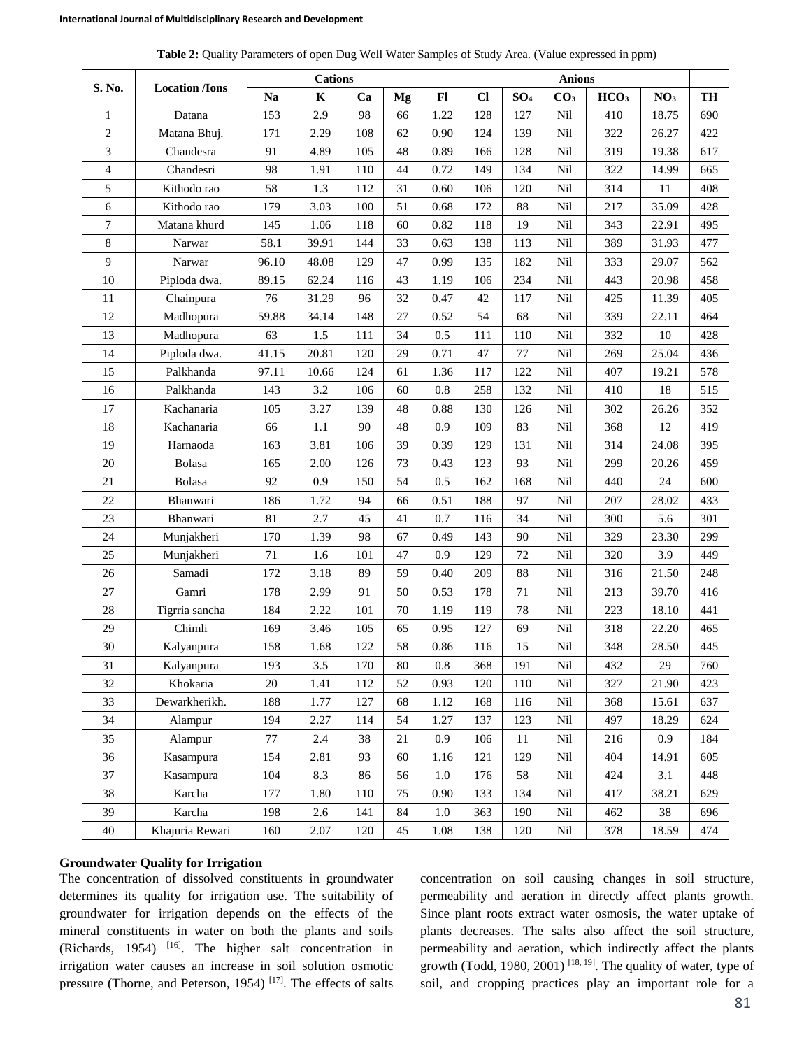**Table 2:** Quality Parameters of open Dug Well Water Samples of Study Area. (Value expressed in ppm)

| S. No. | Location /Ions | Cations | | | | Fl | Anions | | | | | TH |
|---|---|---|---|---|---|---|---|---|---|---|---|---|
| | | Na | K | Ca | Mg | | Cl | $SO_4$ | $CO_3$ | $HCO_3$ | $NO_3$ | |
| 1 | Datana | 153 | 2.9 | 98 | 66 | 1.22 | 128 | 127 | Nil | 410 | 18.75 | 690 |
| 2 | Matana Bhuj. | 171 | 2.29 | 108 | 62 | 0.90 | 124 | 139 | Nil | 322 | 26.27 | 422 |
| 3 | Chandesra | 91 | 4.89 | 105 | 48 | 0.89 | 166 | 128 | Nil | 319 | 19.38 | 617 |
| 4 | Chandesri | 98 | 1.91 | 110 | 44 | 0.72 | 149 | 134 | Nil | 322 | 14.99 | 665 |
| 5 | Kithodo rao | 58 | 1.3 | 112 | 31 | 0.60 | 106 | 120 | Nil | 314 | 11 | 408 |
| 6 | Kithodo rao | 179 | 3.03 | 100 | 51 | 0.68 | 172 | 88 | Nil | 217 | 35.09 | 428 |
| 7 | Matana khurd | 145 | 1.06 | 118 | 60 | 0.82 | 118 | 19 | Nil | 343 | 22.91 | 495 |
| 8 | Narwar | 58.1 | 39.91 | 144 | 33 | 0.63 | 138 | 113 | Nil | 389 | 31.93 | 477 |
| 9 | Narwar | 96.10 | 48.08 | 129 | 47 | 0.99 | 135 | 182 | Nil | 333 | 29.07 | 562 |
| 10 | Piploda dwa. | 89.15 | 62.24 | 116 | 43 | 1.19 | 106 | 234 | Nil | 443 | 20.98 | 458 |
| 11 | Chainpura | 76 | 31.29 | 96 | 32 | 0.47 | 42 | 117 | Nil | 425 | 11.39 | 405 |
| 12 | Madhopura | 59.88 | 34.14 | 148 | 27 | 0.52 | 54 | 68 | Nil | 339 | 22.11 | 464 |
| 13 | Madhopura | 63 | 1.5 | 111 | 34 | 0.5 | 111 | 110 | Nil | 332 | 10 | 428 |
| 14 | Piploda dwa. | 41.15 | 20.81 | 120 | 29 | 0.71 | 47 | 77 | Nil | 269 | 25.04 | 436 |
| 15 | Palkhanda | 97.11 | 10.66 | 124 | 61 | 1.36 | 117 | 122 | Nil | 407 | 19.21 | 578 |
| 16 | Palkhanda | 143 | 3.2 | 106 | 60 | 0.8 | 258 | 132 | Nil | 410 | 18 | 515 |
| 17 | Kachanaria | 105 | 3.27 | 139 | 48 | 0.88 | 130 | 126 | Nil | 302 | 26.26 | 352 |
| 18 | Kachanaria | 66 | 1.1 | 90 | 48 | 0.9 | 109 | 83 | Nil | 368 | 12 | 419 |
| 19 | Harnaoda | 163 | 3.81 | 106 | 39 | 0.39 | 129 | 131 | Nil | 314 | 24.08 | 395 |
| 20 | Bolasa | 165 | 2.00 | 126 | 73 | 0.43 | 123 | 93 | Nil | 299 | 20.26 | 459 |
| 21 | Bolasa | 92 | 0.9 | 150 | 54 | 0.5 | 162 | 168 | Nil | 440 | 24 | 600 |
| 22 | Bhanwari | 186 | 1.72 | 94 | 66 | 0.51 | 188 | 97 | Nil | 207 | 28.02 | 433 |
| 23 | Bhanwari | 81 | 2.7 | 45 | 41 | 0.7 | 116 | 34 | Nil | 300 | 5.6 | 301 |
| 24 | Munjakheri | 170 | 1.39 | 98 | 67 | 0.49 | 143 | 90 | Nil | 329 | 23.30 | 299 |
| 25 | Munjakheri | 71 | 1.6 | 101 | 47 | 0.9 | 129 | 72 | Nil | 320 | 3.9 | 449 |
| 26 | Samadi | 172 | 3.18 | 89 | 59 | 0.40 | 209 | 88 | Nil | 316 | 21.50 | 248 |
| 27 | Gamri | 178 | 2.99 | 91 | 50 | 0.53 | 178 | 71 | Nil | 213 | 39.70 | 416 |
| 28 | Tigrria sancha | 184 | 2.22 | 101 | 70 | 1.19 | 119 | 78 | Nil | 223 | 18.10 | 441 |
| 29 | Chimli | 169 | 3.46 | 105 | 65 | 0.95 | 127 | 69 | Nil | 318 | 22.20 | 465 |
| 30 | Kalyanpura | 158 | 1.68 | 122 | 58 | 0.86 | 116 | 15 | Nil | 348 | 28.50 | 445 |
| 31 | Kalyanpura | 193 | 3.5 | 170 | 80 | 0.8 | 368 | 191 | Nil | 432 | 29 | 760 |
| 32 | Khokaria | 20 | 1.41 | 112 | 52 | 0.93 | 120 | 110 | Nil | 327 | 21.90 | 423 |
| 33 | Dewarkherikh. | 188 | 1.77 | 127 | 68 | 1.12 | 168 | 116 | Nil | 368 | 15.61 | 637 |
| 34 | Alampur | 194 | 2.27 | 114 | 54 | 1.27 | 137 | 123 | Nil | 497 | 18.29 | 624 |
| 35 | Alampur | 77 | 2.4 | 38 | 21 | 0.9 | 106 | 11 | Nil | 216 | 0.9 | 184 |
| 36 | Kasampura | 154 | 2.81 | 93 | 60 | 1.16 | 121 | 129 | Nil | 404 | 14.91 | 605 |
| 37 | Kasampura | 104 | 8.3 | 86 | 56 | 1.0 | 176 | 58 | Nil | 424 | 3.1 | 448 |
| 38 | Karcha | 177 | 1.80 | 110 | 75 | 0.90 | 133 | 134 | Nil | 417 | 38.21 | 629 |
| 39 | Karcha | 198 | 2.6 | 141 | 84 | 1.0 | 363 | 190 | Nil | 462 | 38 | 696 |
| 40 | Khajuria Rewari | 160 | 2.07 | 120 | 45 | 1.08 | 138 | 120 | Nil | 378 | 18.59 | 474 |

### Groundwater Quality for Irrigation

The concentration of dissolved constituents in groundwater determines its quality for irrigation use. The suitability of groundwater for irrigation depends on the effects of the mineral constituents in water on both the plants and soils (Richards, 1954) [16]. The higher salt concentration in irrigation water causes an increase in soil solution osmotic pressure (Thorne, and Peterson, 1954) [17]. The effects of salts concentration on soil causing changes in soil structure, permeability and aeration in directly affect plants growth. Since plant roots extract water osmosis, the water uptake of plants decreases. The salts also affect the soil structure, permeability and aeration, which indirectly affect the plants growth (Todd, 1980, 2001) [18, 19]. The quality of water, type of soil, and cropping practices play an important role for a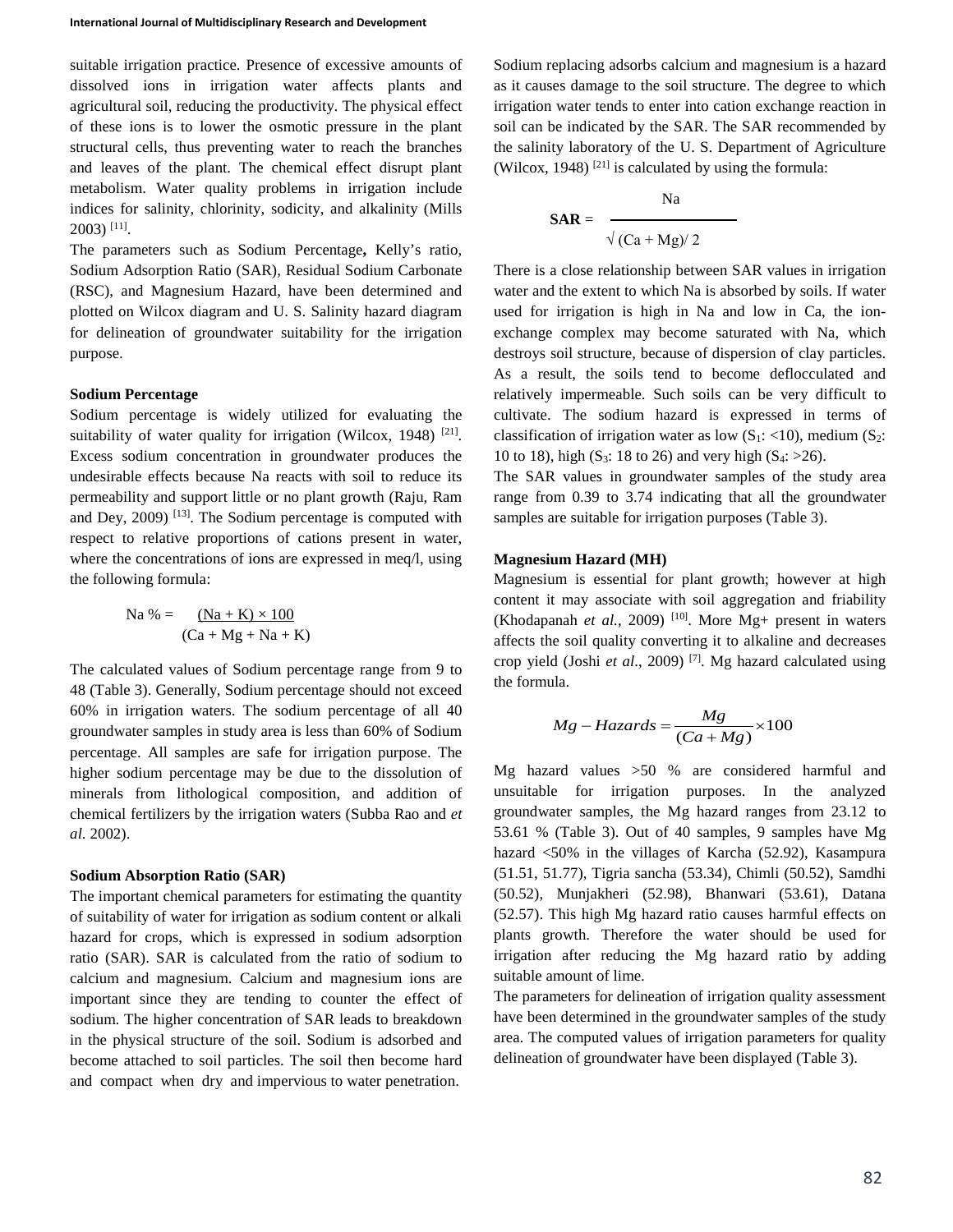suitable irrigation practice. Presence of excessive amounts of dissolved ions in irrigation water affects plants and agricultural soil, reducing the productivity. The physical effect of these ions is to lower the osmotic pressure in the plant structural cells, thus preventing water to reach the branches and leaves of the plant. The chemical effect disrupt plant metabolism. Water quality problems in irrigation include indices for salinity, chlorinity, sodicity, and alkalinity (Mills 2003) [11].

The parameters such as Sodium Percentage**,** Kelly's ratio, Sodium Adsorption Ratio (SAR), Residual Sodium Carbonate (RSC), and Magnesium Hazard, have been determined and plotted on Wilcox diagram and U. S. Salinity hazard diagram for delineation of groundwater suitability for the irrigation purpose.

**Sodium Percentage**

Sodium percentage is widely utilized for evaluating the suitability of water quality for irrigation (Wilcox, 1948) [21]. Excess sodium concentration in groundwater produces the undesirable effects because Na reacts with soil to reduce its permeability and support little or no plant growth (Raju, Ram and Dey, 2009) [13]. The Sodium percentage is computed with respect to relative proportions of cations present in water, where the concentrations of ions are expressed in meq/l, using the following formula:

$$\text{Na \%} = \frac{(\text{Na} + \text{K}) \times 100}{(\text{Ca} + \text{Mg} + \text{Na} + \text{K})}$$

The calculated values of Sodium percentage range from 9 to 48 (Table 3). Generally, Sodium percentage should not exceed 60% in irrigation waters. The sodium percentage of all 40 groundwater samples in study area is less than 60% of Sodium percentage. All samples are safe for irrigation purpose. The higher sodium percentage may be due to the dissolution of minerals from lithological composition, and addition of chemical fertilizers by the irrigation waters (Subba Rao and *et al.* 2002).

**Sodium Absorption Ratio (SAR)**

The important chemical parameters for estimating the quantity of suitability of water for irrigation as sodium content or alkali hazard for crops, which is expressed in sodium adsorption ratio (SAR). SAR is calculated from the ratio of sodium to calcium and magnesium. Calcium and magnesium ions are important since they are tending to counter the effect of sodium. The higher concentration of SAR leads to breakdown in the physical structure of the soil. Sodium is adsorbed and become attached to soil particles. The soil then become hard and compact when dry and impervious to water penetration. Sodium replacing adsorbs calcium and magnesium is a hazard as it causes damage to the soil structure. The degree to which irrigation water tends to enter into cation exchange reaction in soil can be indicated by the SAR. The SAR recommended by the salinity laboratory of the U. S. Department of Agriculture (Wilcox, 1948) [21] is calculated by using the formula:

$$\textbf{SAR} = \frac{\text{Na}}{\sqrt{(\text{Ca} + \text{Mg})/2}}$$

There is a close relationship between SAR values in irrigation water and the extent to which Na is absorbed by soils. If water used for irrigation is high in Na and low in Ca, the ion-exchange complex may become saturated with Na, which destroys soil structure, because of dispersion of clay particles. As a result, the soils tend to become deflocculated and relatively impermeable. Such soils can be very difficult to cultivate. The sodium hazard is expressed in terms of classification of irrigation water as low ($S_1$: <10), medium ($S_2$: 10 to 18), high ($S_3$: 18 to 26) and very high ($S_4$: >26).

The SAR values in groundwater samples of the study area range from 0.39 to 3.74 indicating that all the groundwater samples are suitable for irrigation purposes (Table 3).

**Magnesium Hazard (MH)**

Magnesium is essential for plant growth; however at high content it may associate with soil aggregation and friability (Khodapanah *et al.,* 2009) [10]. More Mg+ present in waters affects the soil quality converting it to alkaline and decreases crop yield (Joshi *et al*., 2009) [7]. Mg hazard calculated using the formula.

$$Mg - Hazards = \frac{Mg}{(Ca + Mg)} \times 100$$

Mg hazard values >50 % are considered harmful and unsuitable for irrigation purposes. In the analyzed groundwater samples, the Mg hazard ranges from 23.12 to 53.61 % (Table 3). Out of 40 samples, 9 samples have Mg hazard <50% in the villages of Karcha (52.92), Kasampura (51.51, 51.77), Tigria sancha (53.34), Chimli (50.52), Samdhi (50.52), Munjakheri (52.98), Bhanwari (53.61), Datana (52.57). This high Mg hazard ratio causes harmful effects on plants growth. Therefore the water should be used for irrigation after reducing the Mg hazard ratio by adding suitable amount of lime.

The parameters for delineation of irrigation quality assessment have been determined in the groundwater samples of the study area. The computed values of irrigation parameters for quality delineation of groundwater have been displayed (Table 3).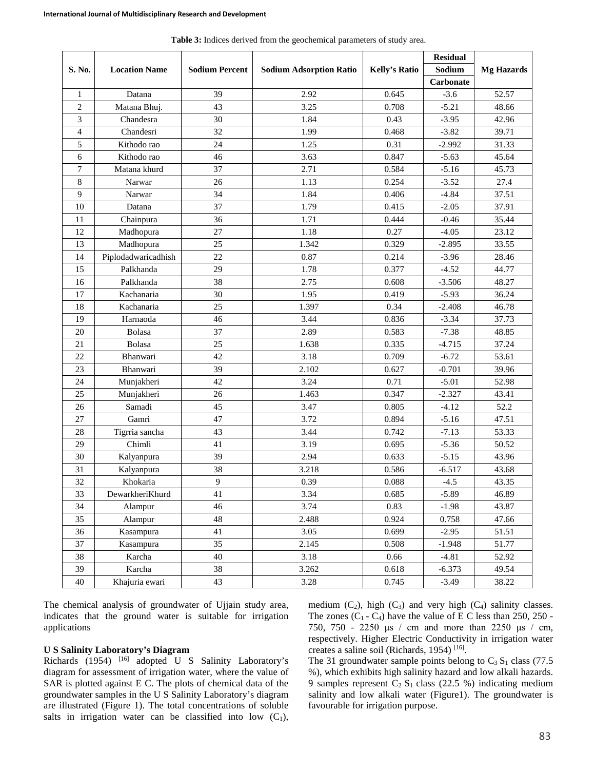**Table 3:** Indices derived from the geochemical parameters of study area.

| S. No. | Location Name | Sodium Percent | Sodium Adsorption Ratio | Kelly's Ratio | Residual Sodium Carbonate | Mg Hazards |
|---|---|---|---|---|---|---|
| 1 | Datana | 39 | 2.92 | 0.645 | -3.6 | 52.57 |
| 2 | Matana Bhuj. | 43 | 3.25 | 0.708 | -5.21 | 48.66 |
| 3 | Chandesra | 30 | 1.84 | 0.43 | -3.95 | 42.96 |
| 4 | Chandesri | 32 | 1.99 | 0.468 | -3.82 | 39.71 |
| 5 | Kithodo rao | 24 | 1.25 | 0.31 | -2.992 | 31.33 |
| 6 | Kithodo rao | 46 | 3.63 | 0.847 | -5.63 | 45.64 |
| 7 | Matana khurd | 37 | 2.71 | 0.584 | -5.16 | 45.73 |
| 8 | Narwar | 26 | 1.13 | 0.254 | -3.52 | 27.4 |
| 9 | Narwar | 34 | 1.84 | 0.406 | -4.84 | 37.51 |
| 10 | Datana | 37 | 1.79 | 0.415 | -2.05 | 37.91 |
| 11 | Chainpura | 36 | 1.71 | 0.444 | -0.46 | 35.44 |
| 12 | Madhopura | 27 | 1.18 | 0.27 | -4.05 | 23.12 |
| 13 | Madhopura | 25 | 1.342 | 0.329 | -2.895 | 33.55 |
| 14 | Piplodadwaricadhish | 22 | 0.87 | 0.214 | -3.96 | 28.46 |
| 15 | Palkhanda | 29 | 1.78 | 0.377 | -4.52 | 44.77 |
| 16 | Palkhanda | 38 | 2.75 | 0.608 | -3.506 | 48.27 |
| 17 | Kachanaria | 30 | 1.95 | 0.419 | -5.93 | 36.24 |
| 18 | Kachanaria | 25 | 1.397 | 0.34 | -2.408 | 46.78 |
| 19 | Harnaoda | 46 | 3.44 | 0.836 | -3.34 | 37.73 |
| 20 | Bolasa | 37 | 2.89 | 0.583 | -7.38 | 48.85 |
| 21 | Bolasa | 25 | 1.638 | 0.335 | -4.715 | 37.24 |
| 22 | Bhanwari | 42 | 3.18 | 0.709 | -6.72 | 53.61 |
| 23 | Bhanwari | 39 | 2.102 | 0.627 | -0.701 | 39.96 |
| 24 | Munjakheri | 42 | 3.24 | 0.71 | -5.01 | 52.98 |
| 25 | Munjakheri | 26 | 1.463 | 0.347 | -2.327 | 43.41 |
| 26 | Samadi | 45 | 3.47 | 0.805 | -4.12 | 52.2 |
| 27 | Gamri | 47 | 3.72 | 0.894 | -5.16 | 47.51 |
| 28 | Tigrria sancha | 43 | 3.44 | 0.742 | -7.13 | 53.33 |
| 29 | Chimli | 41 | 3.19 | 0.695 | -5.36 | 50.52 |
| 30 | Kalyanpura | 39 | 2.94 | 0.633 | -5.15 | 43.96 |
| 31 | Kalyanpura | 38 | 3.218 | 0.586 | -6.517 | 43.68 |
| 32 | Khokaria | 9 | 0.39 | 0.088 | -4.5 | 43.35 |
| 33 | DewarkheriKhurd | 41 | 3.34 | 0.685 | -5.89 | 46.89 |
| 34 | Alampur | 46 | 3.74 | 0.83 | -1.98 | 43.87 |
| 35 | Alampur | 48 | 2.488 | 0.924 | 0.758 | 47.66 |
| 36 | Kasampura | 41 | 3.05 | 0.699 | -2.95 | 51.51 |
| 37 | Kasampura | 35 | 2.145 | 0.508 | -1.948 | 51.77 |
| 38 | Karcha | 40 | 3.18 | 0.66 | -4.81 | 52.92 |
| 39 | Karcha | 38 | 3.262 | 0.618 | -6.373 | 49.54 |
| 40 | Khajuria ewari | 43 | 3.28 | 0.745 | -3.49 | 38.22 |

The chemical analysis of groundwater of Ujjain study area, indicates that the ground water is suitable for irrigation applications

### U S Salinity Laboratory's Diagram

Richards (1954) [16] adopted U S Salinity Laboratory's diagram for assessment of irrigation water, where the value of SAR is plotted against E C. The plots of chemical data of the groundwater samples in the U S Salinity Laboratory's diagram are illustrated (Figure 1). The total concentrations of soluble salts in irrigation water can be classified into low ($C_1$), medium ($C_2$), high ($C_3$) and very high ($C_4$) salinity classes. The zones ($C_1$ - $C_4$) have the value of E C less than 250, 250 - 750, 750 - 2250 µs / cm and more than 2250 µs / cm, respectively. Higher Electric Conductivity in irrigation water creates a saline soil (Richards, 1954) [16].

The 31 groundwater sample points belong to $C_3$ $S_1$ class (77.5 %), which exhibits high salinity hazard and low alkali hazards. 9 samples represent $C_2$ $S_1$ class (22.5 %) indicating medium salinity and low alkali water (Figure1). The groundwater is favourable for irrigation purpose.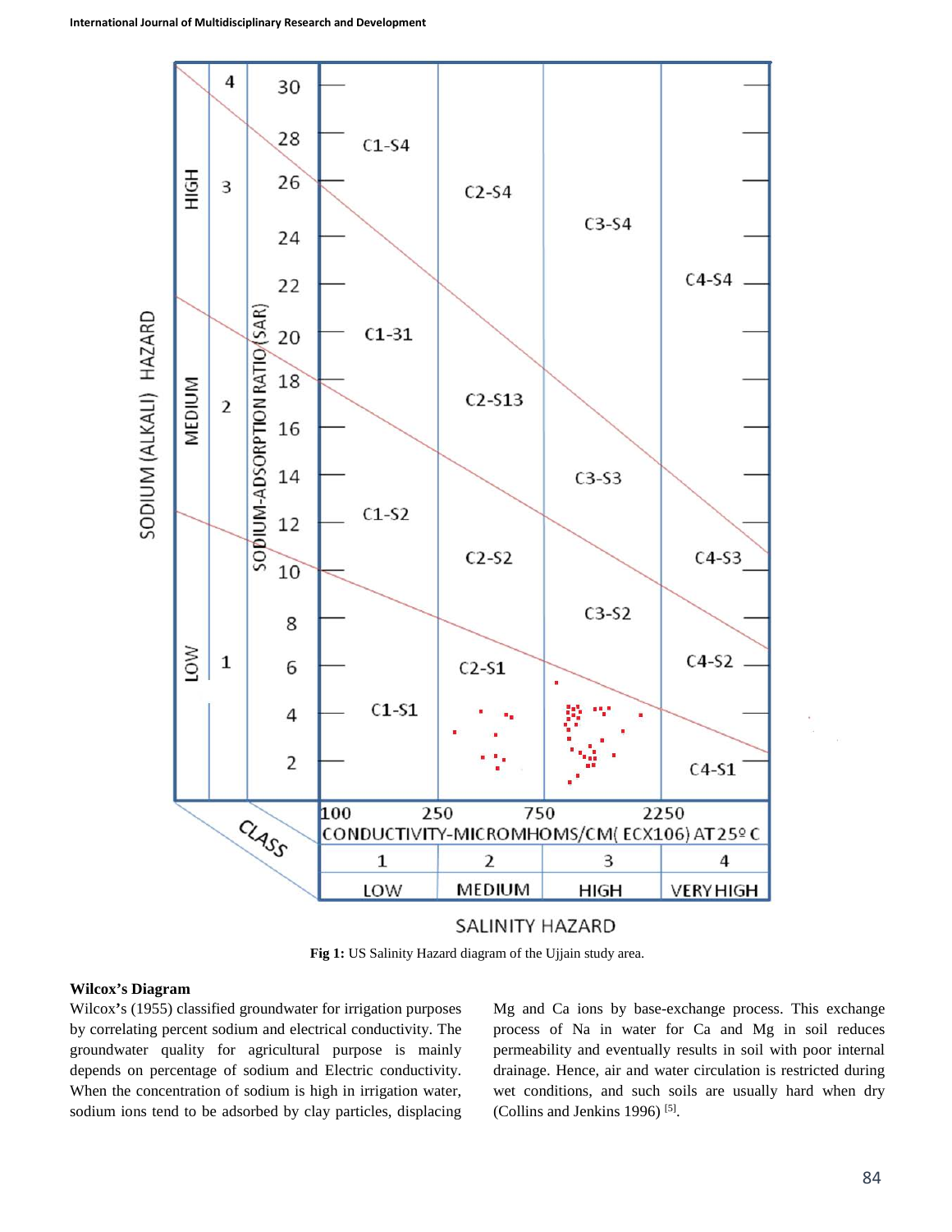Fig 1: US Salinity Hazard diagram of the Ujjain study area.

#### Wilcox's Diagram

Wilcox's (1955) classified groundwater for irrigation purposes by correlating percent sodium and electrical conductivity. The groundwater quality for agricultural purpose is mainly depends on percentage of sodium and Electric conductivity. When the concentration of sodium is high in irrigation water, sodium ions tend to be adsorbed by clay particles, displacing Mg and Ca ions by base-exchange process. This exchange process of Na in water for Ca and Mg in soil reduces permeability and eventually results in soil with poor internal drainage. Hence, air and water circulation is restricted during wet conditions, and such soils are usually hard when dry (Collins and Jenkins 1996) [5].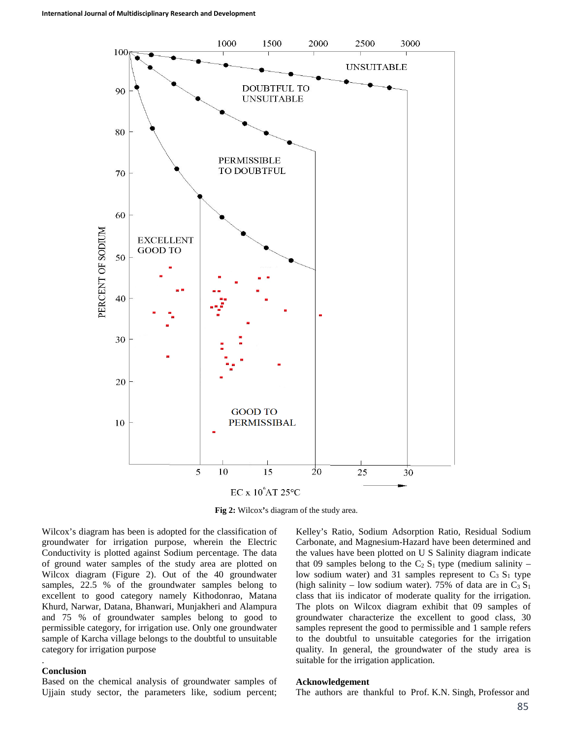Fig 2: Wilcox's diagram of the study area.

Wilcox's diagram has been is adopted for the classification of groundwater for irrigation purpose, wherein the Electric Conductivity is plotted against Sodium percentage. The data of ground water samples of the study area are plotted on Wilcox diagram (Figure 2). Out of the 40 groundwater samples, 22.5 % of the groundwater samples belong to excellent to good category namely Kithodonrao, Matana Khurd, Narwar, Datana, Bhanwari, Munjakheri and Alampura and 75 % of groundwater samples belong to good to permissible category, for irrigation use. Only one groundwater sample of Karcha village belongs to the doubtful to unsuitable category for irrigation purpose

.

## Conclusion

Based on the chemical analysis of groundwater samples of Ujjain study sector, the parameters like, sodium percent; Kelley's Ratio, Sodium Adsorption Ratio, Residual Sodium Carbonate, and Magnesium-Hazard have been determined and the values have been plotted on U S Salinity diagram indicate that 09 samples belong to the $C_2$ $S_1$ type (medium salinity – low sodium water) and 31 samples represent to $C_3$ $S_1$ type (high salinity – low sodium water). 75% of data are in $C_3$ $S_1$ class that iis indicator of moderate quality for the irrigation. The plots on Wilcox diagram exhibit that 09 samples of groundwater characterize the excellent to good class, 30 samples represent the good to permissible and 1 sample refers to the doubtful to unsuitable categories for the irrigation quality. In general, the groundwater of the study area is suitable for the irrigation application.

## Acknowledgement

The authors are thankful to Prof. K.N. Singh, Professor and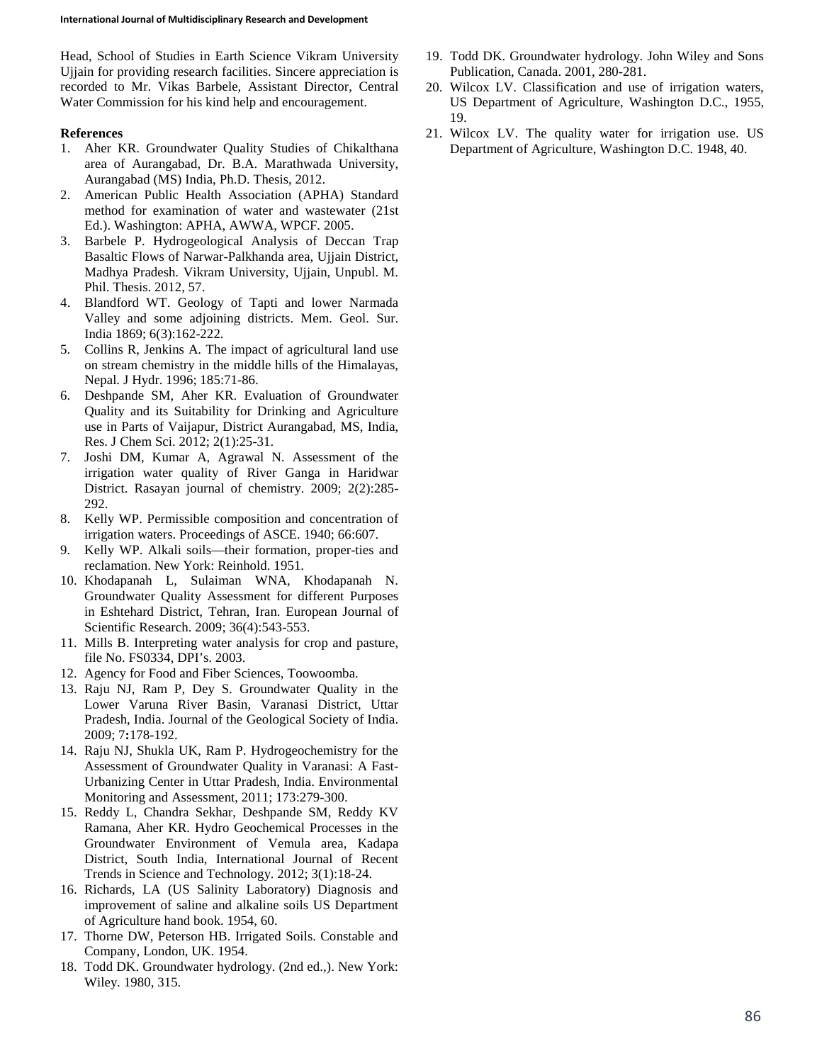Head, School of Studies in Earth Science Vikram University Ujjain for providing research facilities. Sincere appreciation is recorded to Mr. Vikas Barbele, Assistant Director, Central Water Commission for his kind help and encouragement.

**References**

1. Aher KR. Groundwater Quality Studies of Chikalthana area of Aurangabad, Dr. B.A. Marathwada University, Aurangabad (MS) India, Ph.D. Thesis, 2012.
2. American Public Health Association (APHA) Standard method for examination of water and wastewater (21st Ed.). Washington: APHA, AWWA, WPCF. 2005.
3. Barbele P. Hydrogeological Analysis of Deccan Trap Basaltic Flows of Narwar-Palkhanda area, Ujjain District, Madhya Pradesh. Vikram University, Ujjain, Unpubl. M. Phil. Thesis. 2012, 57.
4. Blandford WT. Geology of Tapti and lower Narmada Valley and some adjoining districts. Mem. Geol. Sur. India 1869; 6(3):162-222.
5. Collins R, Jenkins A. The impact of agricultural land use on stream chemistry in the middle hills of the Himalayas, Nepal. J Hydr. 1996; 185:71-86.
6. Deshpande SM, Aher KR. Evaluation of Groundwater Quality and its Suitability for Drinking and Agriculture use in Parts of Vaijapur, District Aurangabad, MS, India, Res. J Chem Sci. 2012; 2(1):25-31.
7. Joshi DM, Kumar A, Agrawal N. Assessment of the irrigation water quality of River Ganga in Haridwar District. Rasayan journal of chemistry. 2009; 2(2):285-292.
8. Kelly WP. Permissible composition and concentration of irrigation waters. Proceedings of ASCE. 1940; 66:607.
9. Kelly WP. Alkali soils—their formation, proper-ties and reclamation. New York: Reinhold. 1951.
10. Khodapanah L, Sulaiman WNA, Khodapanah N. Groundwater Quality Assessment for different Purposes in Eshtehard District, Tehran, Iran. European Journal of Scientific Research. 2009; 36(4):543-553.
11. Mills B. Interpreting water analysis for crop and pasture, file No. FS0334, DPI's. 2003.
12. Agency for Food and Fiber Sciences, Toowoomba.
13. Raju NJ, Ram P, Dey S. Groundwater Quality in the Lower Varuna River Basin, Varanasi District, Uttar Pradesh, India. Journal of the Geological Society of India. 2009; 7**:**178-192.
14. Raju NJ, Shukla UK, Ram P. Hydrogeochemistry for the Assessment of Groundwater Quality in Varanasi: A Fast-Urbanizing Center in Uttar Pradesh, India. Environmental Monitoring and Assessment, 2011; 173:279-300.
15. Reddy L, Chandra Sekhar, Deshpande SM, Reddy KV Ramana, Aher KR. Hydro Geochemical Processes in the Groundwater Environment of Vemula area, Kadapa District, South India, International Journal of Recent Trends in Science and Technology. 2012; 3(1):18-24.
16. Richards, LA (US Salinity Laboratory) Diagnosis and improvement of saline and alkaline soils US Department of Agriculture hand book. 1954, 60.
17. Thorne DW, Peterson HB. Irrigated Soils. Constable and Company, London, UK. 1954.
18. Todd DK. Groundwater hydrology. (2nd ed.,). New York: Wiley. 1980, 315.
19. Todd DK. Groundwater hydrology. John Wiley and Sons Publication, Canada. 2001, 280-281.
20. Wilcox LV. Classification and use of irrigation waters, US Department of Agriculture, Washington D.C., 1955, 19.
21. Wilcox LV. The quality water for irrigation use. US Department of Agriculture, Washington D.C. 1948, 40.